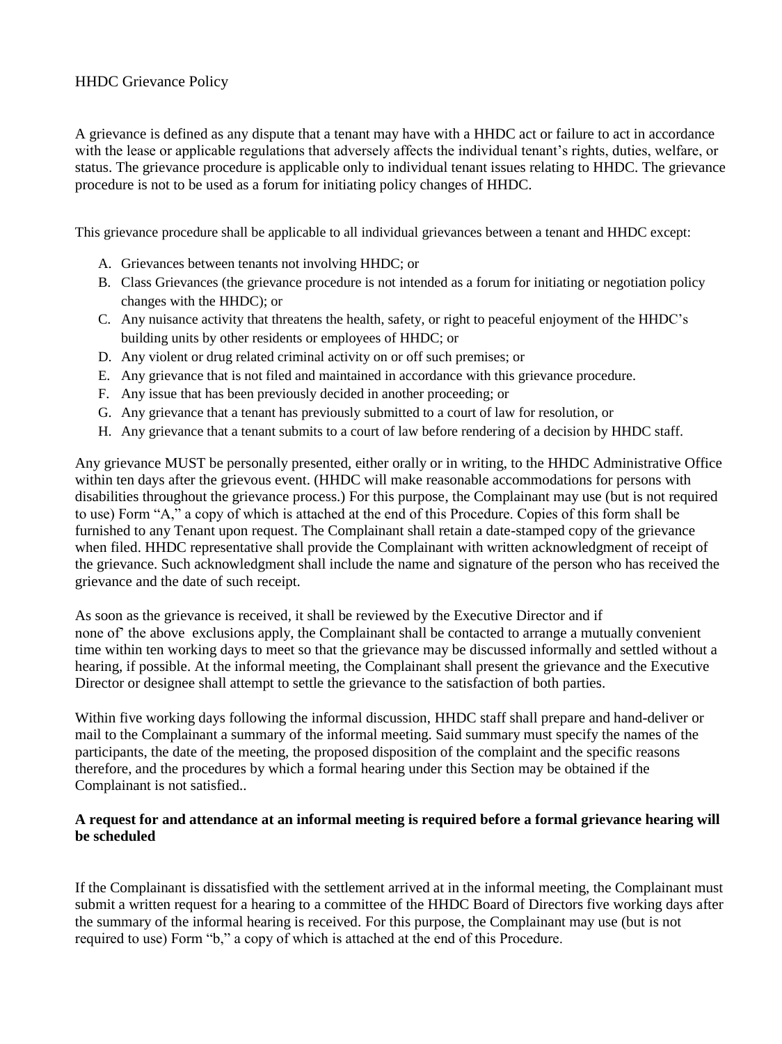# HHDC Grievance Policy

A grievance is defined as any dispute that a tenant may have with a HHDC act or failure to act in accordance with the lease or applicable regulations that adversely affects the individual tenant's rights, duties, welfare, or status. The grievance procedure is applicable only to individual tenant issues relating to HHDC. The grievance procedure is not to be used as a forum for initiating policy changes of HHDC.

This grievance procedure shall be applicable to all individual grievances between a tenant and HHDC except:

A. Grievances between tenants not involving HHDC; or
B. Class Grievances (the grievance procedure is not intended as a forum for initiating or negotiation policy changes with the HHDC); or
C. Any nuisance activity that threatens the health, safety, or right to peaceful enjoyment of the HHDC's building units by other residents or employees of HHDC; or
D. Any violent or drug related criminal activity on or off such premises; or
E. Any grievance that is not filed and maintained in accordance with this grievance procedure.
F. Any issue that has been previously decided in another proceeding; or
G. Any grievance that a tenant has previously submitted to a court of law for resolution, or
H. Any grievance that a tenant submits to a court of law before rendering of a decision by HHDC staff.

Any grievance MUST be personally presented, either orally or in writing, to the HHDC Administrative Office within ten days after the grievous event. (HHDC will make reasonable accommodations for persons with disabilities throughout the grievance process.) For this purpose, the Complainant may use (but is not required to use) Form "A," a copy of which is attached at the end of this Procedure. Copies of this form shall be furnished to any Tenant upon request. The Complainant shall retain a date-stamped copy of the grievance when filed. HHDC representative shall provide the Complainant with written acknowledgment of receipt of the grievance. Such acknowledgment shall include the name and signature of the person who has received the grievance and the date of such receipt.

As soon as the grievance is received, it shall be reviewed by the Executive Director and if none of' the above exclusions apply, the Complainant shall be contacted to arrange a mutually convenient time within ten working days to meet so that the grievance may be discussed informally and settled without a hearing, if possible. At the informal meeting, the Complainant shall present the grievance and the Executive Director or designee shall attempt to settle the grievance to the satisfaction of both parties.

Within five working days following the informal discussion, HHDC staff shall prepare and hand-deliver or mail to the Complainant a summary of the informal meeting. Said summary must specify the names of the participants, the date of the meeting, the proposed disposition of the complaint and the specific reasons therefore, and the procedures by which a formal hearing under this Section may be obtained if the Complainant is not satisfied..

**A request for and attendance at an informal meeting is required before a formal grievance hearing will be scheduled**

If the Complainant is dissatisfied with the settlement arrived at in the informal meeting, the Complainant must submit a written request for a hearing to a committee of the HHDC Board of Directors five working days after the summary of the informal hearing is received. For this purpose, the Complainant may use (but is not required to use) Form "b," a copy of which is attached at the end of this Procedure.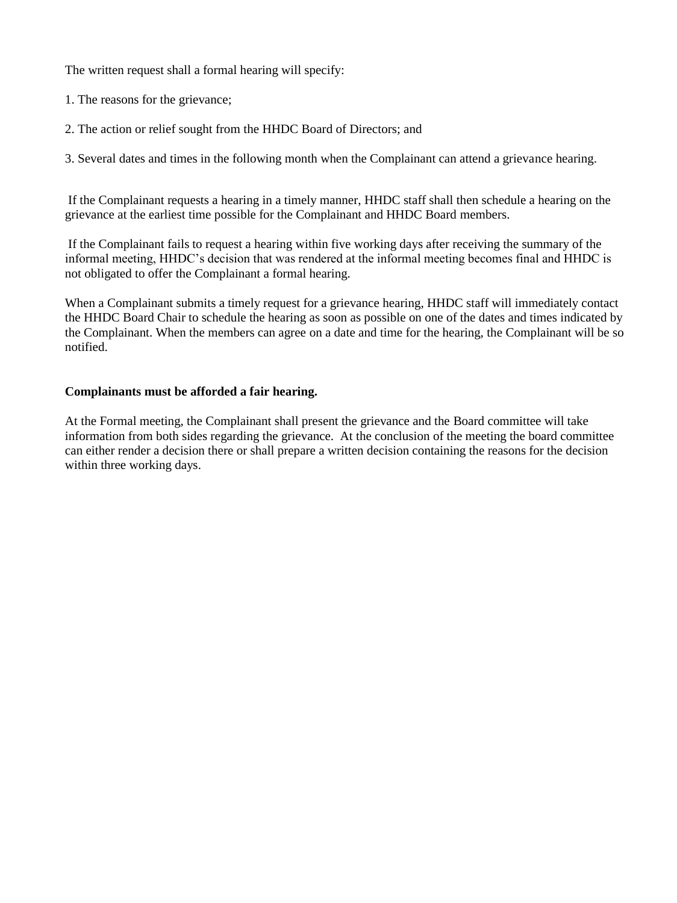The written request shall a formal hearing will specify:

1. The reasons for the grievance;

2. The action or relief sought from the HHDC Board of Directors; and

3. Several dates and times in the following month when the Complainant can attend a grievance hearing.

If the Complainant requests a hearing in a timely manner, HHDC staff shall then schedule a hearing on the grievance at the earliest time possible for the Complainant and HHDC Board members.

If the Complainant fails to request a hearing within five working days after receiving the summary of the informal meeting, HHDC's decision that was rendered at the informal meeting becomes final and HHDC is not obligated to offer the Complainant a formal hearing.

When a Complainant submits a timely request for a grievance hearing, HHDC staff will immediately contact the HHDC Board Chair to schedule the hearing as soon as possible on one of the dates and times indicated by the Complainant. When the members can agree on a date and time for the hearing, the Complainant will be so notified.

**Complainants must be afforded a fair hearing.**

At the Formal meeting, the Complainant shall present the grievance and the Board committee will take information from both sides regarding the grievance. At the conclusion of the meeting the board committee can either render a decision there or shall prepare a written decision containing the reasons for the decision within three working days.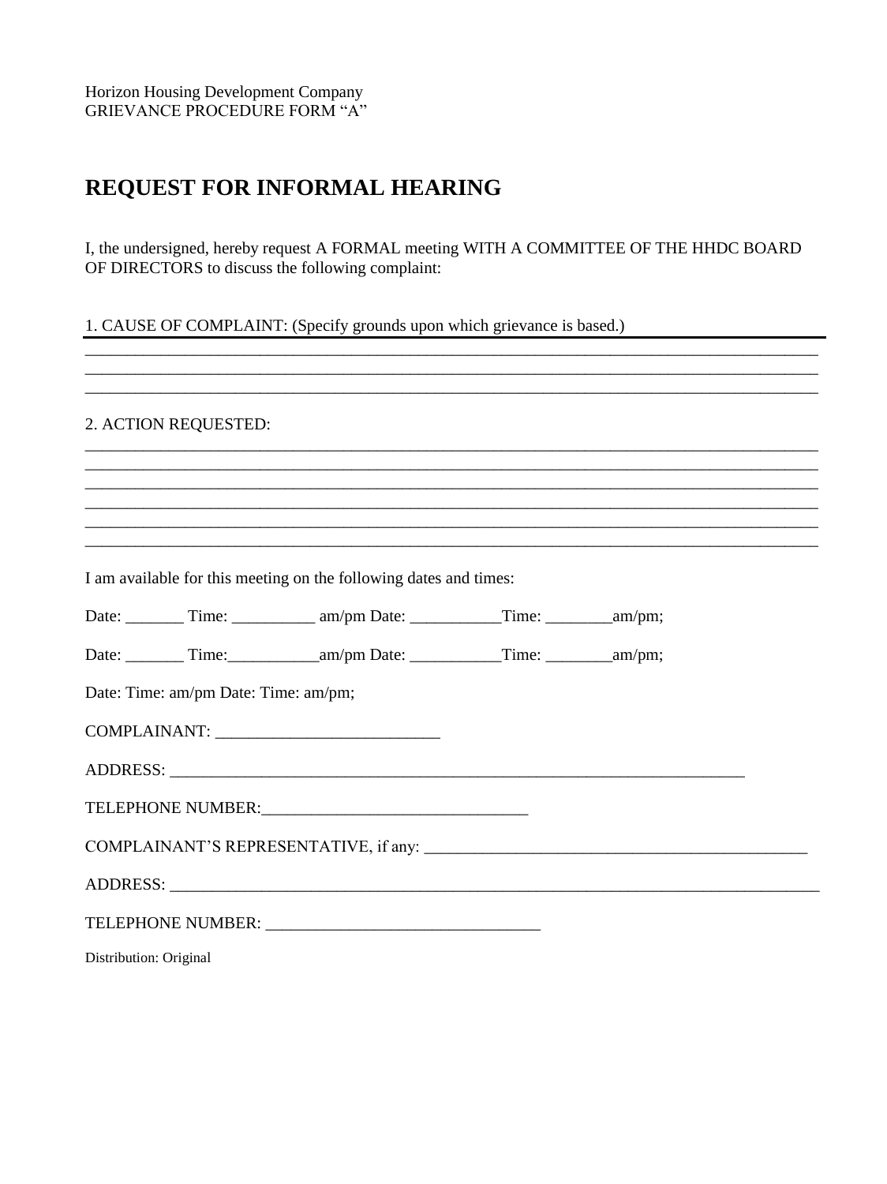Horizon Housing Development Company
GRIEVANCE PROCEDURE FORM "A"

# REQUEST FOR INFORMAL HEARING

I, the undersigned, hereby request A FORMAL meeting WITH A COMMITTEE OF THE HHDC BOARD OF DIRECTORS to discuss the following complaint:

1. CAUSE OF COMPLAINT: (Specify grounds upon which grievance is based.)

______________________________________________________________________________________
______________________________________________________________________________________
______________________________________________________________________________________

2. ACTION REQUESTED:

______________________________________________________________________________________
______________________________________________________________________________________
______________________________________________________________________________________
______________________________________________________________________________________
______________________________________________________________________________________
______________________________________________________________________________________

I am available for this meeting on the following dates and times:

Date: _______ Time: __________ am/pm Date: ___________Time: ________am/pm;

Date: _______ Time:___________am/pm Date: ___________Time: ________am/pm;

Date: Time: am/pm Date: Time: am/pm;

COMPLAINANT: ___________________________

ADDRESS: ___________________________________________________________________________

TELEPHONE NUMBER:________________________________

COMPLAINANT'S REPRESENTATIVE, if any: _____________________________________________

ADDRESS: ___________________________________________________________________________

TELEPHONE NUMBER: _________________________________

Distribution: Original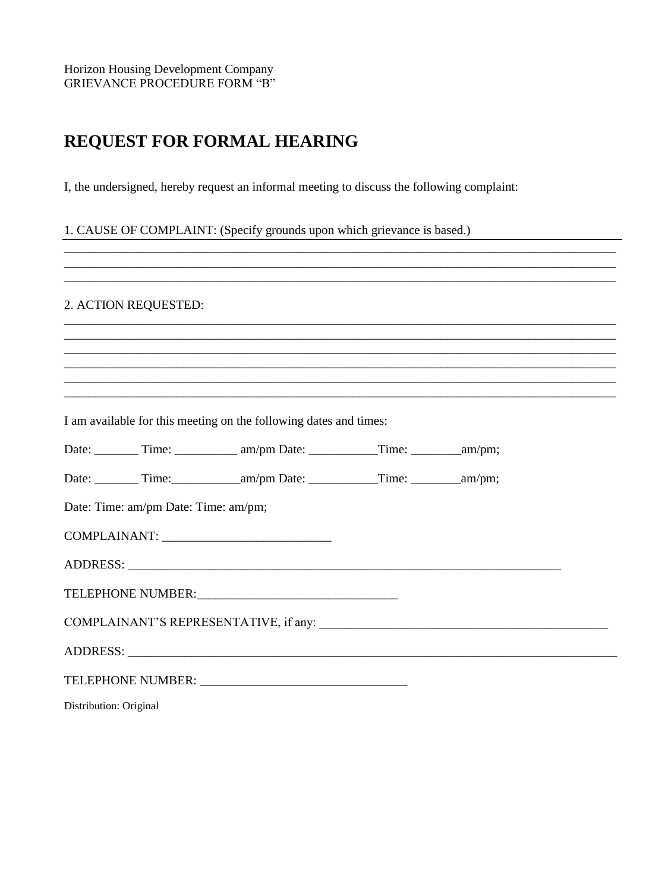Horizon Housing Development Company
GRIEVANCE PROCEDURE FORM "B"

# REQUEST FOR FORMAL HEARING

I, the undersigned, hereby request an informal meeting to discuss the following complaint:

1. CAUSE OF COMPLAINT: (Specify grounds upon which grievance is based.)

______________________________________________________________________________________
______________________________________________________________________________________
______________________________________________________________________________________

2. ACTION REQUESTED:

______________________________________________________________________________________
______________________________________________________________________________________
______________________________________________________________________________________
______________________________________________________________________________________
______________________________________________________________________________________
______________________________________________________________________________________

I am available for this meeting on the following dates and times:

Date: _______ Time: __________ am/pm Date: ___________Time: ________am/pm;

Date: _______ Time:___________am/pm Date: ___________Time: ________am/pm;

Date: Time: am/pm Date: Time: am/pm;

COMPLAINANT: ___________________________

ADDRESS: _________________________________________________________________________

TELEPHONE NUMBER:________________________________

COMPLAINANT'S REPRESENTATIVE, if any: ______________________________________________

ADDRESS: ______________________________________________________________________________

TELEPHONE NUMBER: _________________________________

Distribution: Original